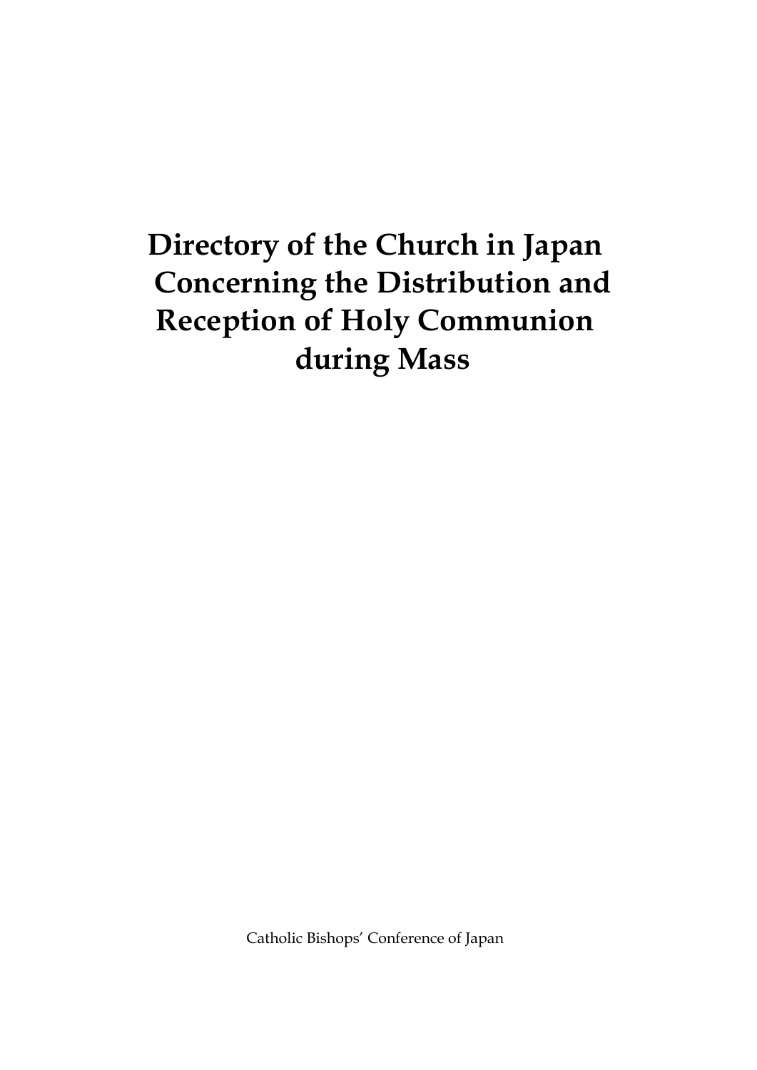# Directory of the Church in Japan Concerning the Distribution and Reception of Holy Communion during Mass

Catholic Bishops' Conference of Japan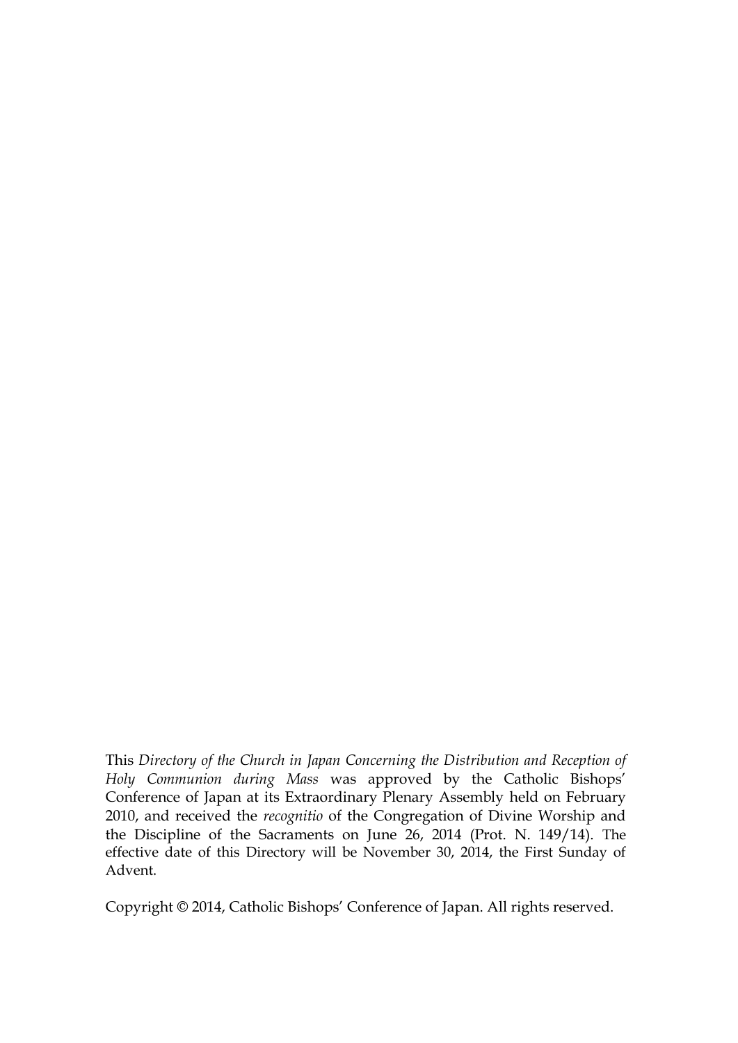This *Directory of the Church in Japan Concerning the Distribution and Reception of Holy Communion during Mass* was approved by the Catholic Bishops' Conference of Japan at its Extraordinary Plenary Assembly held on February 2010, and received the *recognitio* of the Congregation of Divine Worship and the Discipline of the Sacraments on June 26, 2014 (Prot. N. 149/14). The effective date of this Directory will be November 30, 2014, the First Sunday of Advent.

Copyright © 2014, Catholic Bishops' Conference of Japan. All rights reserved.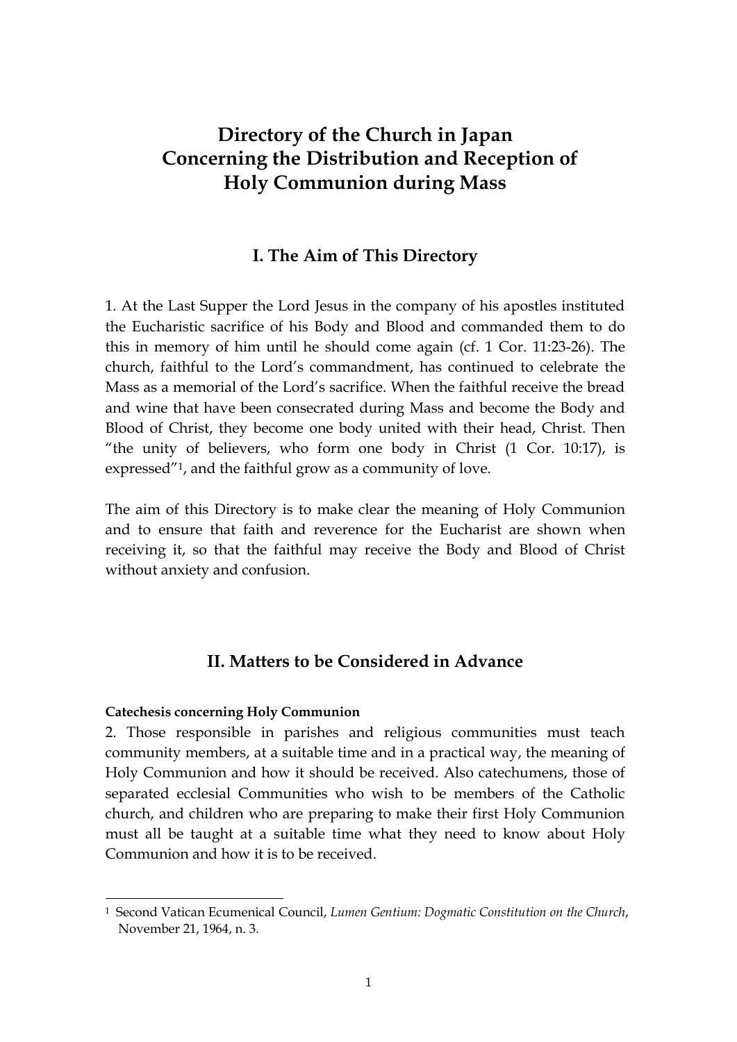# Directory of the Church in Japan Concerning the Distribution and Reception of Holy Communion during Mass

## I. The Aim of This Directory

1. At the Last Supper the Lord Jesus in the company of his apostles instituted the Eucharistic sacrifice of his Body and Blood and commanded them to do this in memory of him until he should come again (cf. 1 Cor. 11:23-26). The church, faithful to the Lord's commandment, has continued to celebrate the Mass as a memorial of the Lord's sacrifice. When the faithful receive the bread and wine that have been consecrated during Mass and become the Body and Blood of Christ, they become one body united with their head, Christ. Then "the unity of believers, who form one body in Christ (1 Cor. 10:17), is expressed"[1], and the faithful grow as a community of love.

The aim of this Directory is to make clear the meaning of Holy Communion and to ensure that faith and reverence for the Eucharist are shown when receiving it, so that the faithful may receive the Body and Blood of Christ without anxiety and confusion.

## II. Matters to be Considered in Advance

**Catechesis concerning Holy Communion**

2. Those responsible in parishes and religious communities must teach community members, at a suitable time and in a practical way, the meaning of Holy Communion and how it should be received. Also catechumens, those of separated ecclesial Communities who wish to be members of the Catholic church, and children who are preparing to make their first Holy Communion must all be taught at a suitable time what they need to know about Holy Communion and how it is to be received.

---

[1] Second Vatican Ecumenical Council, *Lumen Gentium: Dogmatic Constitution on the Church*, November 21, 1964, n. 3.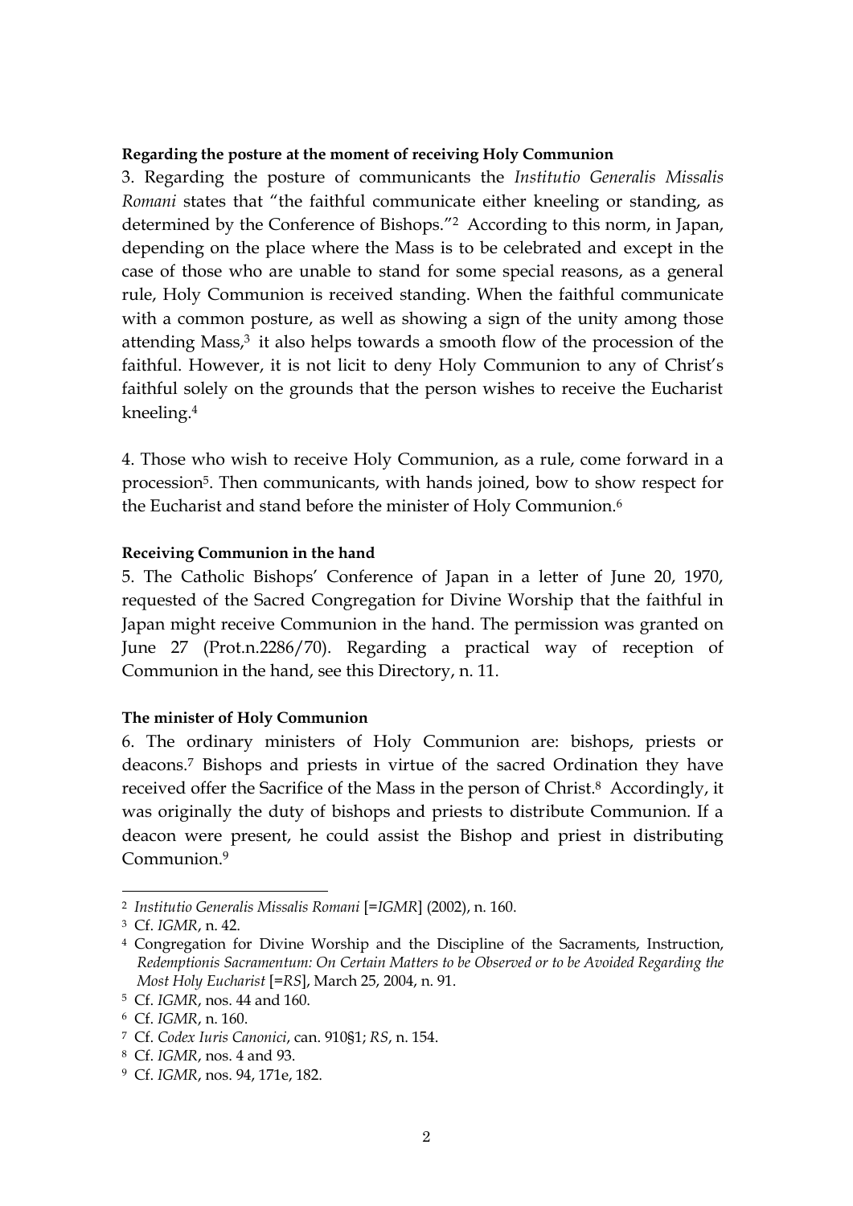**Regarding the posture at the moment of receiving Holy Communion**

3. Regarding the posture of communicants the *Institutio Generalis Missalis Romani* states that "the faithful communicate either kneeling or standing, as determined by the Conference of Bishops."[2] According to this norm, in Japan, depending on the place where the Mass is to be celebrated and except in the case of those who are unable to stand for some special reasons, as a general rule, Holy Communion is received standing. When the faithful communicate with a common posture, as well as showing a sign of the unity among those attending Mass,[3] it also helps towards a smooth flow of the procession of the faithful. However, it is not licit to deny Holy Communion to any of Christ's faithful solely on the grounds that the person wishes to receive the Eucharist kneeling.[4]

4. Those who wish to receive Holy Communion, as a rule, come forward in a procession[5]. Then communicants, with hands joined, bow to show respect for the Eucharist and stand before the minister of Holy Communion.[6]

**Receiving Communion in the hand**

5. The Catholic Bishops' Conference of Japan in a letter of June 20, 1970, requested of the Sacred Congregation for Divine Worship that the faithful in Japan might receive Communion in the hand. The permission was granted on June 27 (Prot.n.2286/70). Regarding a practical way of reception of Communion in the hand, see this Directory, n. 11.

**The minister of Holy Communion**

6. The ordinary ministers of Holy Communion are: bishops, priests or deacons.[7] Bishops and priests in virtue of the sacred Ordination they have received offer the Sacrifice of the Mass in the person of Christ.[8] Accordingly, it was originally the duty of bishops and priests to distribute Communion. If a deacon were present, he could assist the Bishop and priest in distributing Communion.[9]

---

[2] *Institutio Generalis Missalis Romani* [=*IGMR*] (2002), n. 160.

[3] Cf. *IGMR*, n. 42.

[4] Congregation for Divine Worship and the Discipline of the Sacraments, Instruction, *Redemptionis Sacramentum: On Certain Matters to be Observed or to be Avoided Regarding the Most Holy Eucharist* [=*RS*], March 25, 2004, n. 91.

[5] Cf. *IGMR*, nos. 44 and 160.

[6] Cf. *IGMR*, n. 160.

[7] Cf. *Codex Iuris Canonici*, can. 910§1; *RS*, n. 154.

[8] Cf. *IGMR*, nos. 4 and 93.

[9] Cf. *IGMR*, nos. 94, 171e, 182.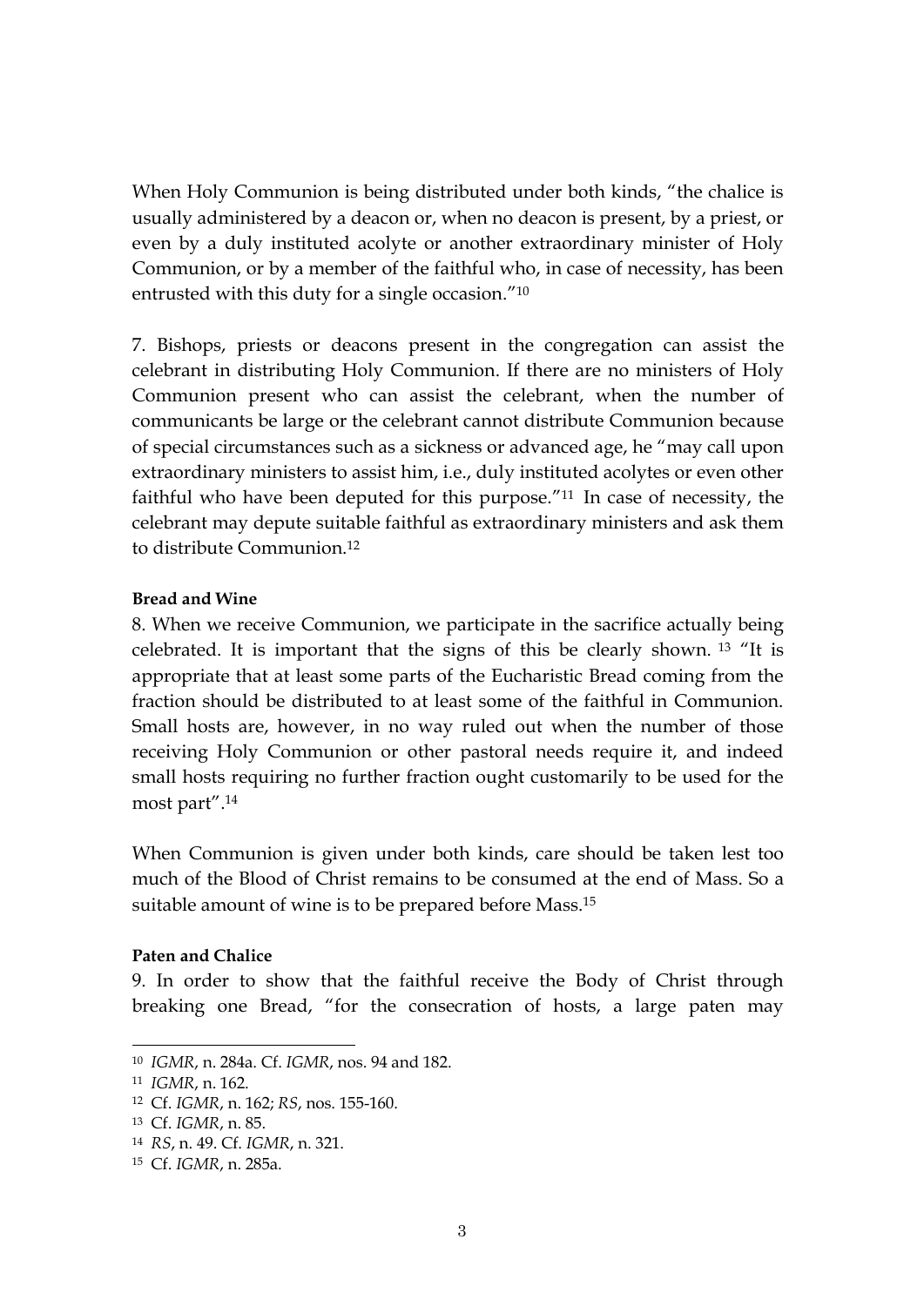When Holy Communion is being distributed under both kinds, "the chalice is usually administered by a deacon or, when no deacon is present, by a priest, or even by a duly instituted acolyte or another extraordinary minister of Holy Communion, or by a member of the faithful who, in case of necessity, has been entrusted with this duty for a single occasion."[10]

7. Bishops, priests or deacons present in the congregation can assist the celebrant in distributing Holy Communion. If there are no ministers of Holy Communion present who can assist the celebrant, when the number of communicants be large or the celebrant cannot distribute Communion because of special circumstances such as a sickness or advanced age, he "may call upon extraordinary ministers to assist him, i.e., duly instituted acolytes or even other faithful who have been deputed for this purpose."[11] In case of necessity, the celebrant may depute suitable faithful as extraordinary ministers and ask them to distribute Communion.[12]

**Bread and Wine**

8. When we receive Communion, we participate in the sacrifice actually being celebrated. It is important that the signs of this be clearly shown.[13] "It is appropriate that at least some parts of the Eucharistic Bread coming from the fraction should be distributed to at least some of the faithful in Communion. Small hosts are, however, in no way ruled out when the number of those receiving Holy Communion or other pastoral needs require it, and indeed small hosts requiring no further fraction ought customarily to be used for the most part".[14]

When Communion is given under both kinds, care should be taken lest too much of the Blood of Christ remains to be consumed at the end of Mass. So a suitable amount of wine is to be prepared before Mass.[15]

**Paten and Chalice**

9. In order to show that the faithful receive the Body of Christ through breaking one Bread, "for the consecration of hosts, a large paten may

---

[10] *IGMR*, n. 284a. Cf. *IGMR*, nos. 94 and 182.

[11] *IGMR*, n. 162.

[12] Cf. *IGMR*, n. 162; *RS*, nos. 155-160.

[13] Cf. *IGMR*, n. 85.

[14] *RS*, n. 49. Cf. *IGMR*, n. 321.

[15] Cf. *IGMR*, n. 285a.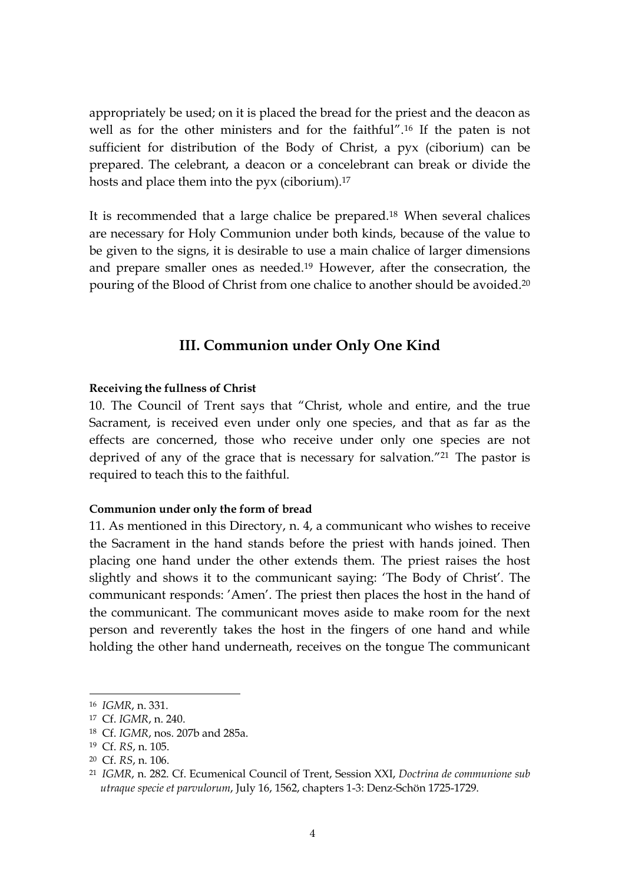appropriately be used; on it is placed the bread for the priest and the deacon as well as for the other ministers and for the faithful".[16] If the paten is not sufficient for distribution of the Body of Christ, a pyx (ciborium) can be prepared. The celebrant, a deacon or a concelebrant can break or divide the hosts and place them into the pyx (ciborium).[17]

It is recommended that a large chalice be prepared.[18] When several chalices are necessary for Holy Communion under both kinds, because of the value to be given to the signs, it is desirable to use a main chalice of larger dimensions and prepare smaller ones as needed.[19] However, after the consecration, the pouring of the Blood of Christ from one chalice to another should be avoided.[20]

## III. Communion under Only One Kind

**Receiving the fullness of Christ**

10. The Council of Trent says that "Christ, whole and entire, and the true Sacrament, is received even under only one species, and that as far as the effects are concerned, those who receive under only one species are not deprived of any of the grace that is necessary for salvation."[21] The pastor is required to teach this to the faithful.

**Communion under only the form of bread**

11. As mentioned in this Directory, n. 4, a communicant who wishes to receive the Sacrament in the hand stands before the priest with hands joined. Then placing one hand under the other extends them. The priest raises the host slightly and shows it to the communicant saying: 'The Body of Christ'. The communicant responds: 'Amen'. The priest then places the host in the hand of the communicant. The communicant moves aside to make room for the next person and reverently takes the host in the fingers of one hand and while holding the other hand underneath, receives on the tongue The communicant

---

[16] *IGMR*, n. 331.

[17] Cf. *IGMR*, n. 240.

[18] Cf. *IGMR*, nos. 207b and 285a.

[19] Cf. *RS*, n. 105.

[20] Cf. *RS*, n. 106.

[21] *IGMR*, n. 282. Cf. Ecumenical Council of Trent, Session XXI, *Doctrina de communione sub utraque specie et parvulorum*, July 16, 1562, chapters 1-3: Denz-Schön 1725-1729.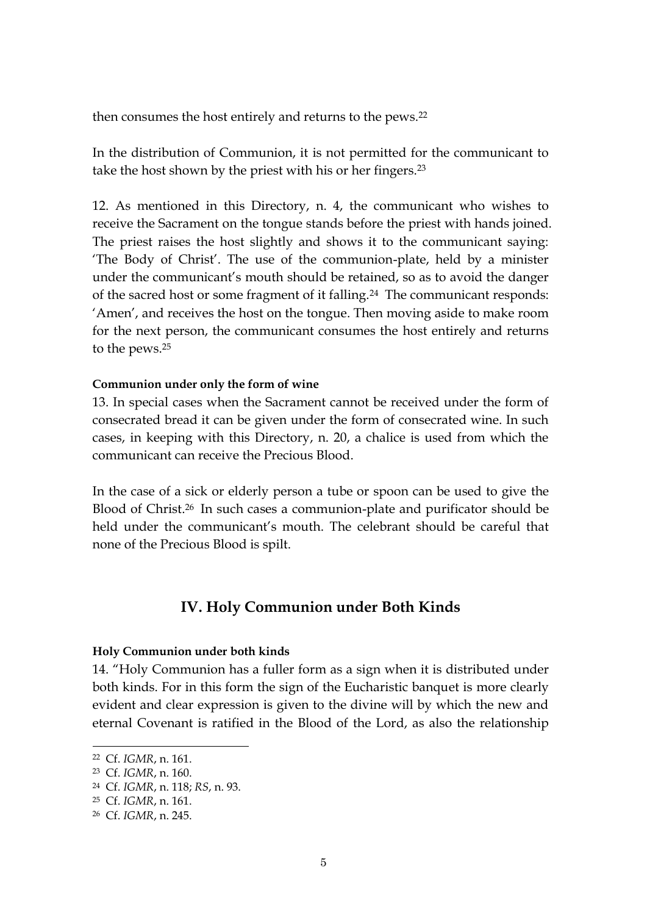then consumes the host entirely and returns to the pews.[22]

In the distribution of Communion, it is not permitted for the communicant to take the host shown by the priest with his or her fingers.[23]

12. As mentioned in this Directory, n. 4, the communicant who wishes to receive the Sacrament on the tongue stands before the priest with hands joined. The priest raises the host slightly and shows it to the communicant saying: 'The Body of Christ'. The use of the communion-plate, held by a minister under the communicant's mouth should be retained, so as to avoid the danger of the sacred host or some fragment of it falling.[24] The communicant responds: 'Amen', and receives the host on the tongue. Then moving aside to make room for the next person, the communicant consumes the host entirely and returns to the pews.[25]

**Communion under only the form of wine**

13. In special cases when the Sacrament cannot be received under the form of consecrated bread it can be given under the form of consecrated wine. In such cases, in keeping with this Directory, n. 20, a chalice is used from which the communicant can receive the Precious Blood.

In the case of a sick or elderly person a tube or spoon can be used to give the Blood of Christ.[26] In such cases a communion-plate and purificator should be held under the communicant's mouth. The celebrant should be careful that none of the Precious Blood is spilt.

## IV. Holy Communion under Both Kinds

**Holy Communion under both kinds**

14. "Holy Communion has a fuller form as a sign when it is distributed under both kinds. For in this form the sign of the Eucharistic banquet is more clearly evident and clear expression is given to the divine will by which the new and eternal Covenant is ratified in the Blood of the Lord, as also the relationship

---

[22] Cf. *IGMR*, n. 161.

[23] Cf. *IGMR*, n. 160.

[24] Cf. *IGMR*, n. 118; *RS*, n. 93.

[25] Cf. *IGMR*, n. 161.

[26] Cf. *IGMR*, n. 245.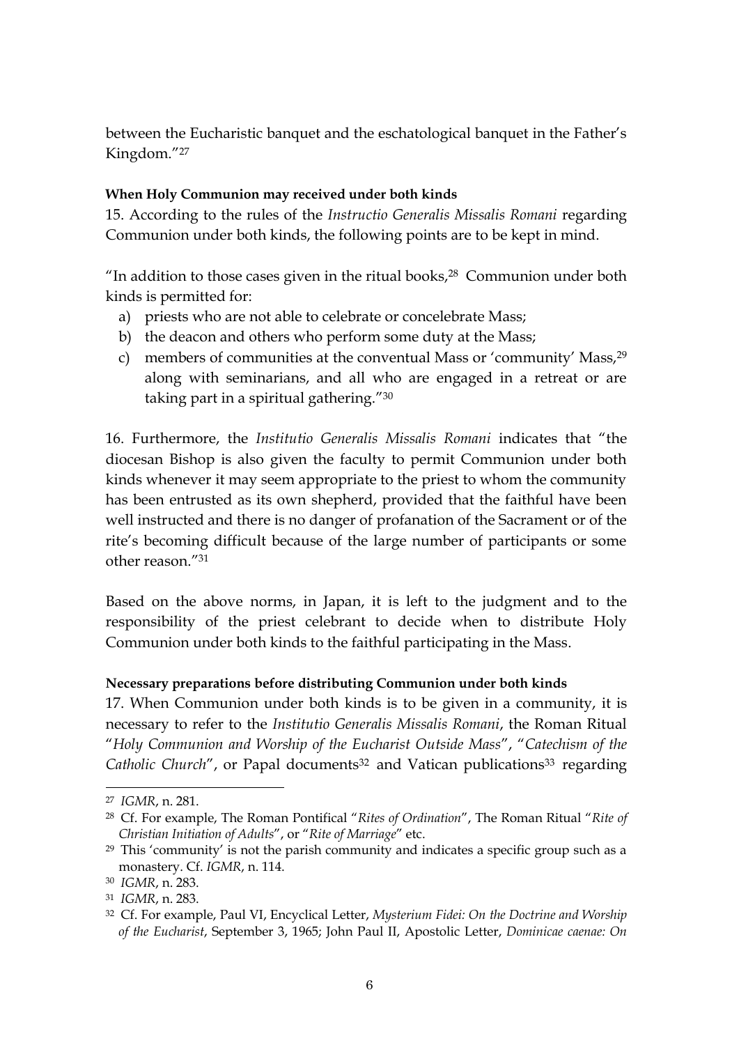between the Eucharistic banquet and the eschatological banquet in the Father's Kingdom."[27]

**When Holy Communion may received under both kinds**

15. According to the rules of the *Instructio Generalis Missalis Romani* regarding Communion under both kinds, the following points are to be kept in mind.

"In addition to those cases given in the ritual books,[28] Communion under both kinds is permitted for:

a) priests who are not able to celebrate or concelebrate Mass;
b) the deacon and others who perform some duty at the Mass;
c) members of communities at the conventual Mass or 'community' Mass,[29] along with seminarians, and all who are engaged in a retreat or are taking part in a spiritual gathering."[30]

16. Furthermore, the *Institutio Generalis Missalis Romani* indicates that "the diocesan Bishop is also given the faculty to permit Communion under both kinds whenever it may seem appropriate to the priest to whom the community has been entrusted as its own shepherd, provided that the faithful have been well instructed and there is no danger of profanation of the Sacrament or of the rite's becoming difficult because of the large number of participants or some other reason."[31]

Based on the above norms, in Japan, it is left to the judgment and to the responsibility of the priest celebrant to decide when to distribute Holy Communion under both kinds to the faithful participating in the Mass.

**Necessary preparations before distributing Communion under both kinds**

17. When Communion under both kinds is to be given in a community, it is necessary to refer to the *Institutio Generalis Missalis Romani*, the Roman Ritual "*Holy Communion and Worship of the Eucharist Outside Mass*", "*Catechism of the Catholic Church*", or Papal documents[32] and Vatican publications[33] regarding

---

[27] *IGMR*, n. 281.

[28] Cf. For example, The Roman Pontifical "*Rites of Ordination*", The Roman Ritual "*Rite of Christian Initiation of Adults*", or "*Rite of Marriage*" etc.

[29] This 'community' is not the parish community and indicates a specific group such as a monastery. Cf. *IGMR*, n. 114.

[30] *IGMR*, n. 283.

[31] *IGMR*, n. 283.

[32] Cf. For example, Paul VI, Encyclical Letter, *Mysterium Fidei: On the Doctrine and Worship of the Eucharist*, September 3, 1965; John Paul II, Apostolic Letter, *Dominicae caenae: On*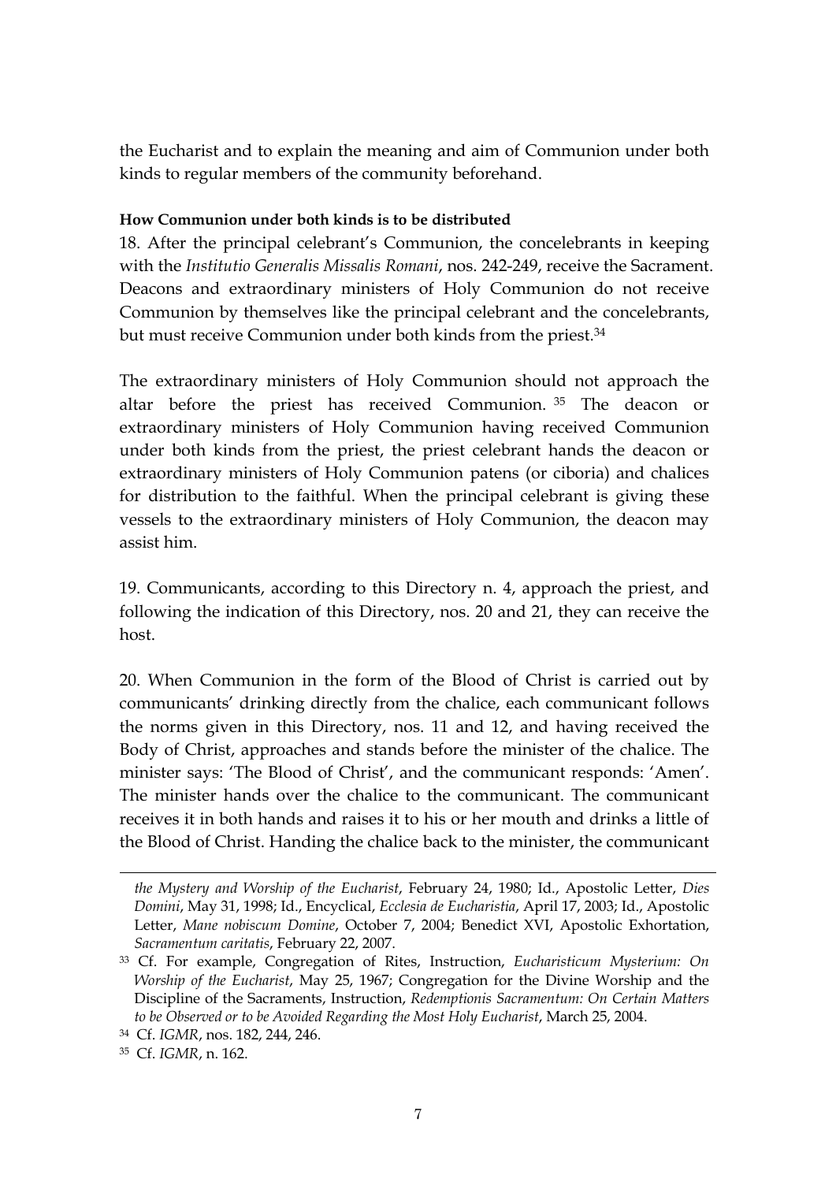the Eucharist and to explain the meaning and aim of Communion under both kinds to regular members of the community beforehand.

**How Communion under both kinds is to be distributed**

18. After the principal celebrant's Communion, the concelebrants in keeping with the *Institutio Generalis Missalis Romani*, nos. 242-249, receive the Sacrament. Deacons and extraordinary ministers of Holy Communion do not receive Communion by themselves like the principal celebrant and the concelebrants, but must receive Communion under both kinds from the priest.[34]

The extraordinary ministers of Holy Communion should not approach the altar before the priest has received Communion.[35] The deacon or extraordinary ministers of Holy Communion having received Communion under both kinds from the priest, the priest celebrant hands the deacon or extraordinary ministers of Holy Communion patens (or ciboria) and chalices for distribution to the faithful. When the principal celebrant is giving these vessels to the extraordinary ministers of Holy Communion, the deacon may assist him.

19. Communicants, according to this Directory n. 4, approach the priest, and following the indication of this Directory, nos. 20 and 21, they can receive the host.

20. When Communion in the form of the Blood of Christ is carried out by communicants' drinking directly from the chalice, each communicant follows the norms given in this Directory, nos. 11 and 12, and having received the Body of Christ, approaches and stands before the minister of the chalice. The minister says: 'The Blood of Christ', and the communicant responds: 'Amen'. The minister hands over the chalice to the communicant. The communicant receives it in both hands and raises it to his or her mouth and drinks a little of the Blood of Christ. Handing the chalice back to the minister, the communicant

---

*the Mystery and Worship of the Eucharist*, February 24, 1980; Id., Apostolic Letter, *Dies Domini*, May 31, 1998; Id., Encyclical, *Ecclesia de Eucharistia*, April 17, 2003; Id., Apostolic Letter, *Mane nobiscum Domine*, October 7, 2004; Benedict XVI, Apostolic Exhortation, *Sacramentum caritatis*, February 22, 2007.

[33] Cf. For example, Congregation of Rites, Instruction, *Eucharisticum Mysterium: On Worship of the Eucharist*, May 25, 1967; Congregation for the Divine Worship and the Discipline of the Sacraments, Instruction, *Redemptionis Sacramentum: On Certain Matters to be Observed or to be Avoided Regarding the Most Holy Eucharist*, March 25, 2004.

[34] Cf. *IGMR*, nos. 182, 244, 246.

[35] Cf. *IGMR*, n. 162.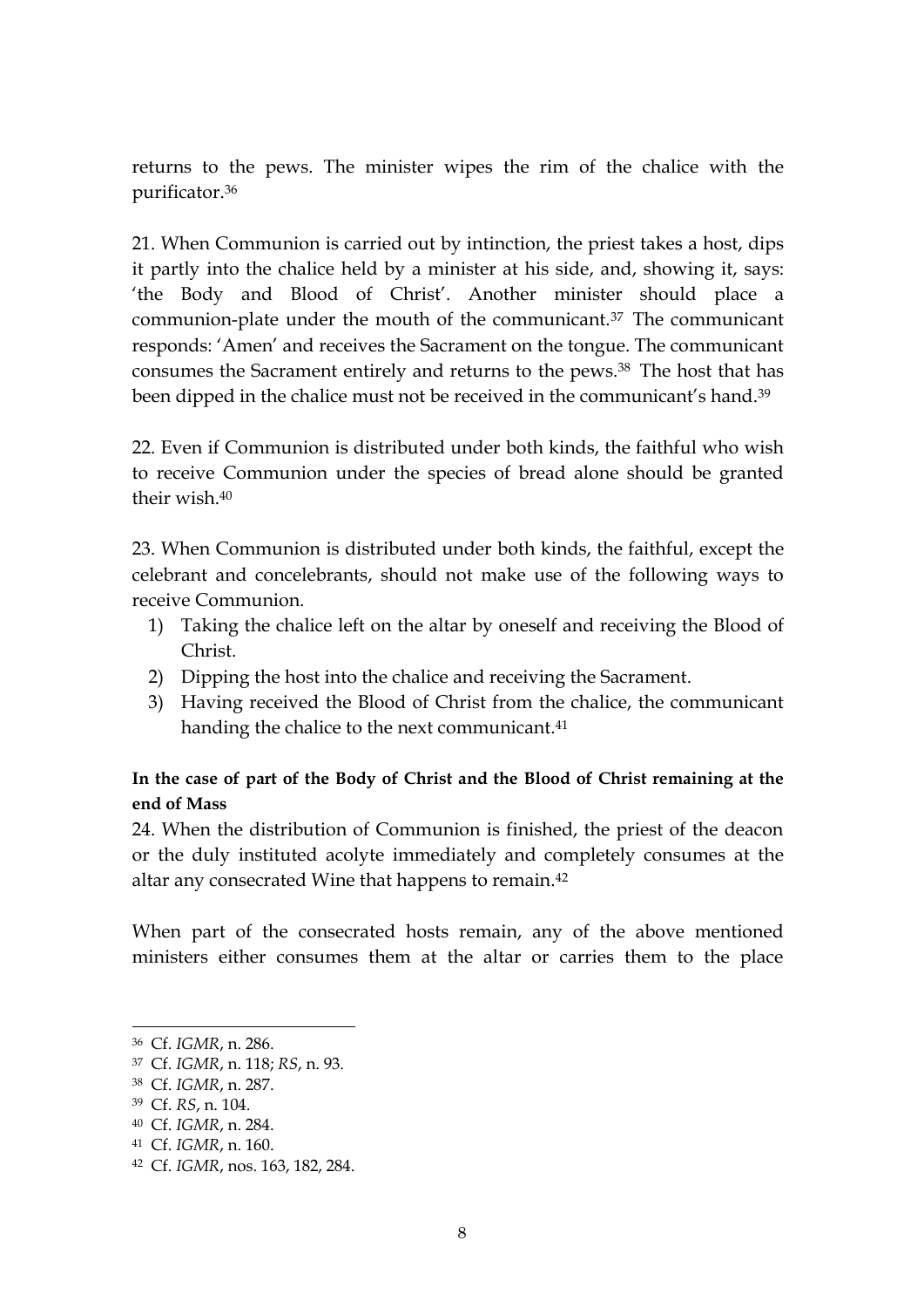returns to the pews. The minister wipes the rim of the chalice with the purificator.[36]

21. When Communion is carried out by intinction, the priest takes a host, dips it partly into the chalice held by a minister at his side, and, showing it, says: 'the Body and Blood of Christ'. Another minister should place a communion-plate under the mouth of the communicant.[37] The communicant responds: 'Amen' and receives the Sacrament on the tongue. The communicant consumes the Sacrament entirely and returns to the pews.[38] The host that has been dipped in the chalice must not be received in the communicant's hand.[39]

22. Even if Communion is distributed under both kinds, the faithful who wish to receive Communion under the species of bread alone should be granted their wish.[40]

23. When Communion is distributed under both kinds, the faithful, except the celebrant and concelebrants, should not make use of the following ways to receive Communion.

1) Taking the chalice left on the altar by oneself and receiving the Blood of Christ.
2) Dipping the host into the chalice and receiving the Sacrament.
3) Having received the Blood of Christ from the chalice, the communicant handing the chalice to the next communicant.[41]

**In the case of part of the Body of Christ and the Blood of Christ remaining at the end of Mass**

24. When the distribution of Communion is finished, the priest of the deacon or the duly instituted acolyte immediately and completely consumes at the altar any consecrated Wine that happens to remain.[42]

When part of the consecrated hosts remain, any of the above mentioned ministers either consumes them at the altar or carries them to the place

---

[36] Cf. *IGMR*, n. 286.
[37] Cf. *IGMR*, n. 118; *RS*, n. 93.
[38] Cf. *IGMR*, n. 287.
[39] Cf. *RS*, n. 104.
[40] Cf. *IGMR*, n. 284.
[41] Cf. *IGMR*, n. 160.
[42] Cf. *IGMR*, nos. 163, 182, 284.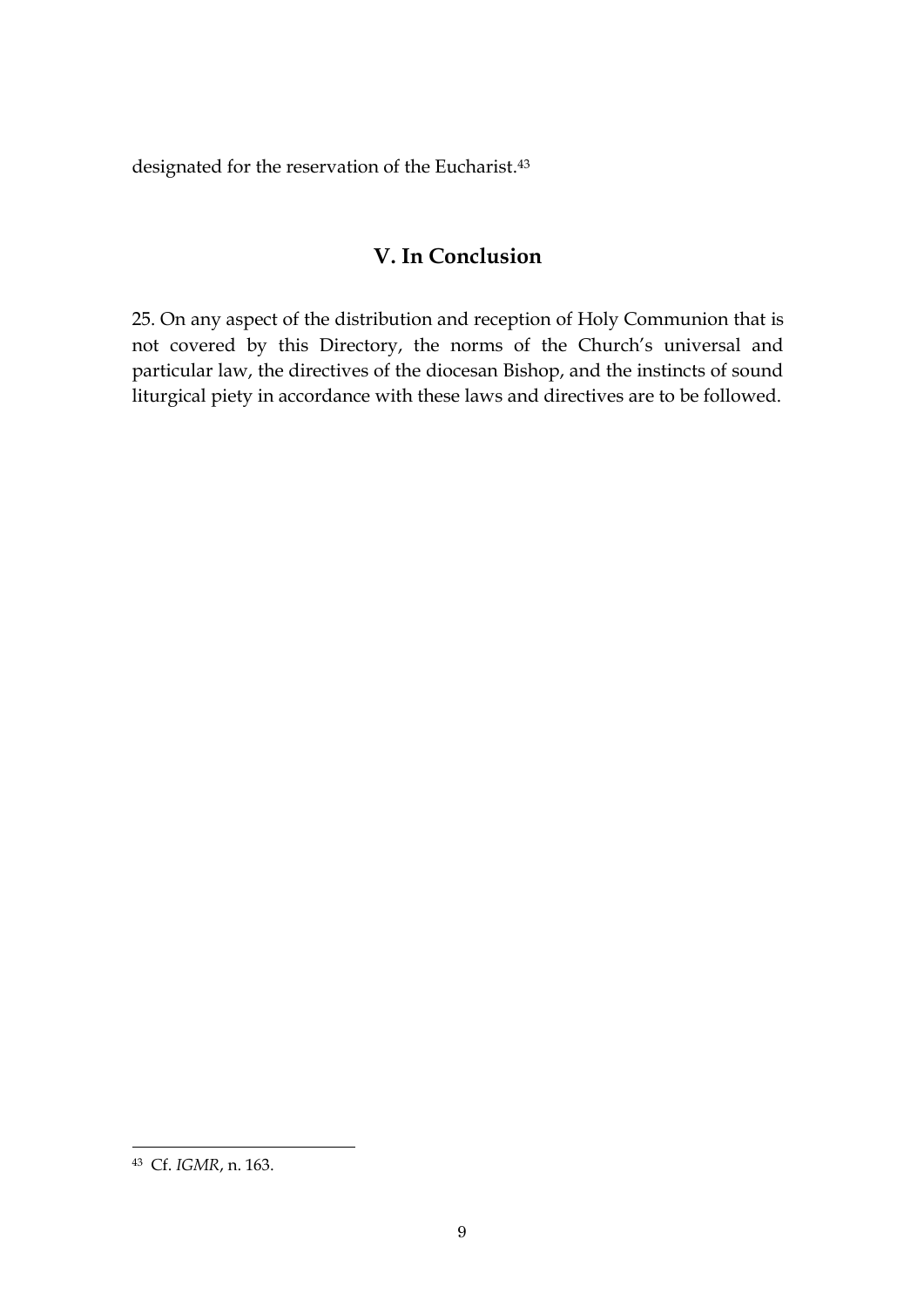designated for the reservation of the Eucharist.[43]

## V. In Conclusion

25. On any aspect of the distribution and reception of Holy Communion that is not covered by this Directory, the norms of the Church's universal and particular law, the directives of the diocesan Bishop, and the instincts of sound liturgical piety in accordance with these laws and directives are to be followed.

---

[43] Cf. *IGMR*, n. 163.